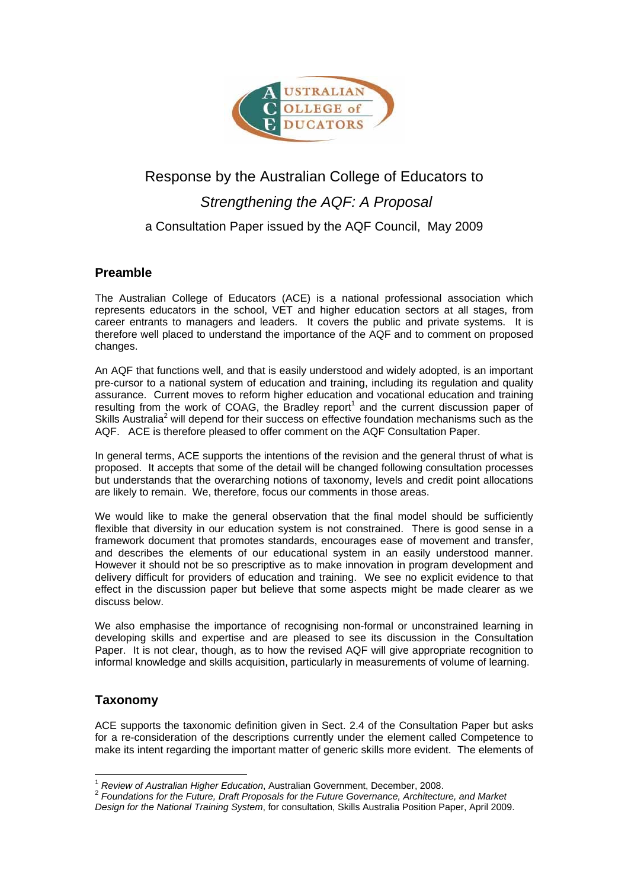# Response by the Australian College of Educators to

## *Strengthening the AQF: A Proposal*

### a Consultation Paper issued by the AQF Council, May 2009

## Preamble

The Australian College of Educators (ACE) is a national professional association which represents educators in the school, VET and higher education sectors at all stages, from career entrants to managers and leaders. It covers the public and private systems. It is therefore well placed to understand the importance of the AQF and to comment on proposed changes.

An AQF that functions well, and that is easily understood and widely adopted, is an important pre-cursor to a national system of education and training, including its regulation and quality assurance. Current moves to reform higher education and vocational education and training resulting from the work of COAG, the Bradley report[1] and the current discussion paper of Skills Australia[2] will depend for their success on effective foundation mechanisms such as the AQF. ACE is therefore pleased to offer comment on the AQF Consultation Paper.

In general terms, ACE supports the intentions of the revision and the general thrust of what is proposed. It accepts that some of the detail will be changed following consultation processes but understands that the overarching notions of taxonomy, levels and credit point allocations are likely to remain. We, therefore, focus our comments in those areas.

We would like to make the general observation that the final model should be sufficiently flexible that diversity in our education system is not constrained. There is good sense in a framework document that promotes standards, encourages ease of movement and transfer, and describes the elements of our educational system in an easily understood manner. However it should not be so prescriptive as to make innovation in program development and delivery difficult for providers of education and training. We see no explicit evidence to that effect in the discussion paper but believe that some aspects might be made clearer as we discuss below.

We also emphasise the importance of recognising non-formal or unconstrained learning in developing skills and expertise and are pleased to see its discussion in the Consultation Paper. It is not clear, though, as to how the revised AQF will give appropriate recognition to informal knowledge and skills acquisition, particularly in measurements of volume of learning.

## Taxonomy

ACE supports the taxonomic definition given in Sect. 2.4 of the Consultation Paper but asks for a re-consideration of the descriptions currently under the element called Competence to make its intent regarding the important matter of generic skills more evident. The elements of

---

[1] *Review of Australian Higher Education*, Australian Government, December, 2008.

[2] *Foundations for the Future, Draft Proposals for the Future Governance, Architecture, and Market Design for the National Training System*, for consultation, Skills Australia Position Paper, April 2009.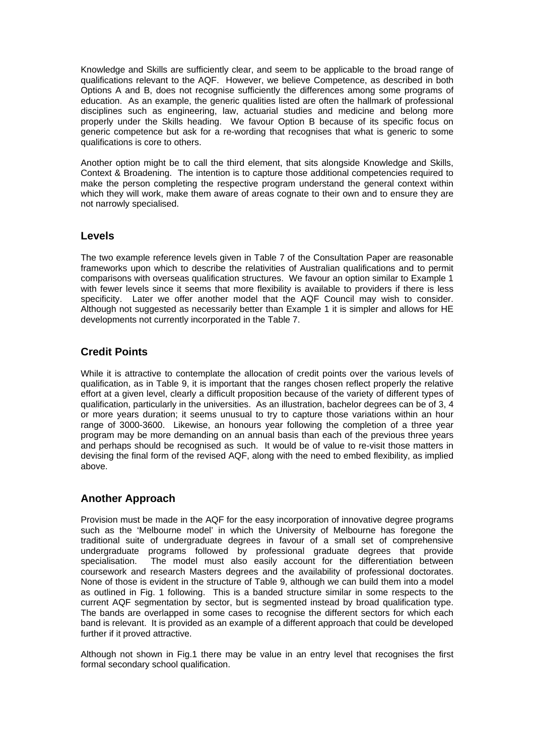Knowledge and Skills are sufficiently clear, and seem to be applicable to the broad range of qualifications relevant to the AQF. However, we believe Competence, as described in both Options A and B, does not recognise sufficiently the differences among some programs of education. As an example, the generic qualities listed are often the hallmark of professional disciplines such as engineering, law, actuarial studies and medicine and belong more properly under the Skills heading. We favour Option B because of its specific focus on generic competence but ask for a re-wording that recognises that what is generic to some qualifications is core to others.

Another option might be to call the third element, that sits alongside Knowledge and Skills, Context & Broadening. The intention is to capture those additional competencies required to make the person completing the respective program understand the general context within which they will work, make them aware of areas cognate to their own and to ensure they are not narrowly specialised.

## Levels

The two example reference levels given in Table 7 of the Consultation Paper are reasonable frameworks upon which to describe the relativities of Australian qualifications and to permit comparisons with overseas qualification structures. We favour an option similar to Example 1 with fewer levels since it seems that more flexibility is available to providers if there is less specificity. Later we offer another model that the AQF Council may wish to consider. Although not suggested as necessarily better than Example 1 it is simpler and allows for HE developments not currently incorporated in the Table 7.

## Credit Points

While it is attractive to contemplate the allocation of credit points over the various levels of qualification, as in Table 9, it is important that the ranges chosen reflect properly the relative effort at a given level, clearly a difficult proposition because of the variety of different types of qualification, particularly in the universities. As an illustration, bachelor degrees can be of 3, 4 or more years duration; it seems unusual to try to capture those variations within an hour range of 3000-3600. Likewise, an honours year following the completion of a three year program may be more demanding on an annual basis than each of the previous three years and perhaps should be recognised as such. It would be of value to re-visit those matters in devising the final form of the revised AQF, along with the need to embed flexibility, as implied above.

## Another Approach

Provision must be made in the AQF for the easy incorporation of innovative degree programs such as the 'Melbourne model' in which the University of Melbourne has foregone the traditional suite of undergraduate degrees in favour of a small set of comprehensive undergraduate programs followed by professional graduate degrees that provide specialisation. The model must also easily account for the differentiation between coursework and research Masters degrees and the availability of professional doctorates. None of those is evident in the structure of Table 9, although we can build them into a model as outlined in Fig. 1 following. This is a banded structure similar in some respects to the current AQF segmentation by sector, but is segmented instead by broad qualification type. The bands are overlapped in some cases to recognise the different sectors for which each band is relevant. It is provided as an example of a different approach that could be developed further if it proved attractive.

Although not shown in Fig.1 there may be value in an entry level that recognises the first formal secondary school qualification.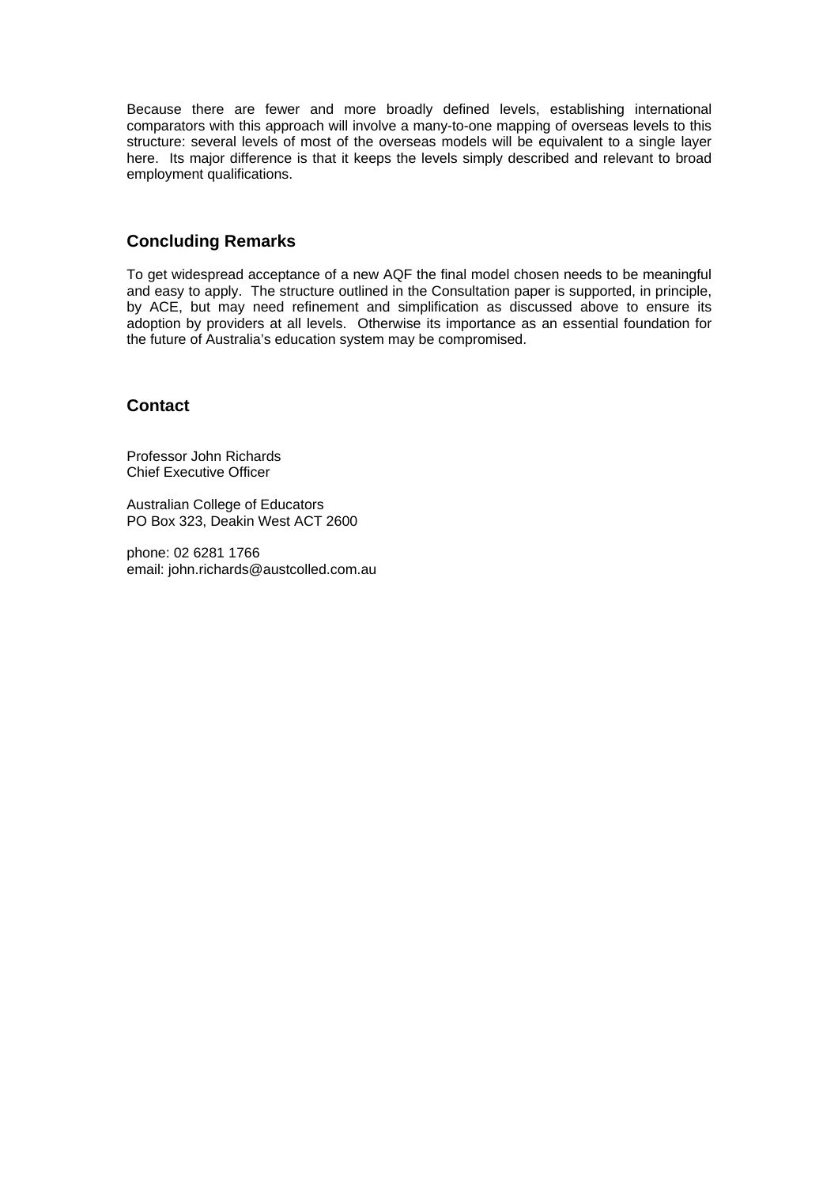Because there are fewer and more broadly defined levels, establishing international comparators with this approach will involve a many-to-one mapping of overseas levels to this structure: several levels of most of the overseas models will be equivalent to a single layer here. Its major difference is that it keeps the levels simply described and relevant to broad employment qualifications.

## Concluding Remarks

To get widespread acceptance of a new AQF the final model chosen needs to be meaningful and easy to apply. The structure outlined in the Consultation paper is supported, in principle, by ACE, but may need refinement and simplification as discussed above to ensure its adoption by providers at all levels. Otherwise its importance as an essential foundation for the future of Australia's education system may be compromised.

## Contact

Professor John Richards
Chief Executive Officer

Australian College of Educators
PO Box 323, Deakin West ACT 2600

phone: 02 6281 1766
email: john.richards@austcolled.com.au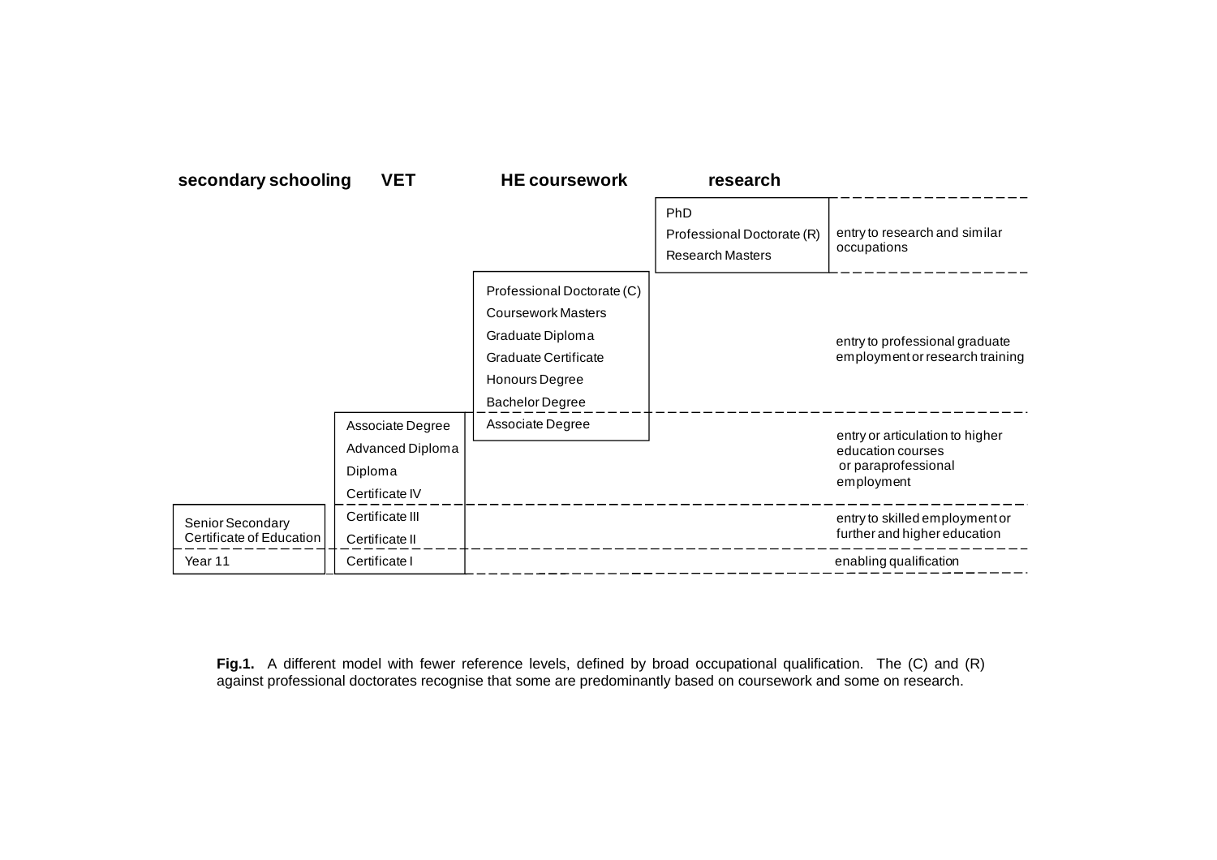secondary schooling

VET

HE coursework

research

PhD
Professional Doctorate (R)
Research Masters

entry to research and similar occupations

Professional Doctorate (C)
Coursework Masters
Graduate Diploma
Graduate Certificate
Honours Degree
Bachelor Degree
Associate Degree

entry to professional graduate employment or research training

Associate Degree
Advanced Diploma
Diploma
Certificate IV

entry or articulation to higher education courses or paraprofessional employment

Senior Secondary Certificate of Education

Certificate III
Certificate II

entry to skilled employment or further and higher education

Year 11

Certificate I

enabling qualification

**Fig.1.** A different model with fewer reference levels, defined by broad occupational qualification. The (C) and (R) against professional doctorates recognise that some are predominantly based on coursework and some on research.